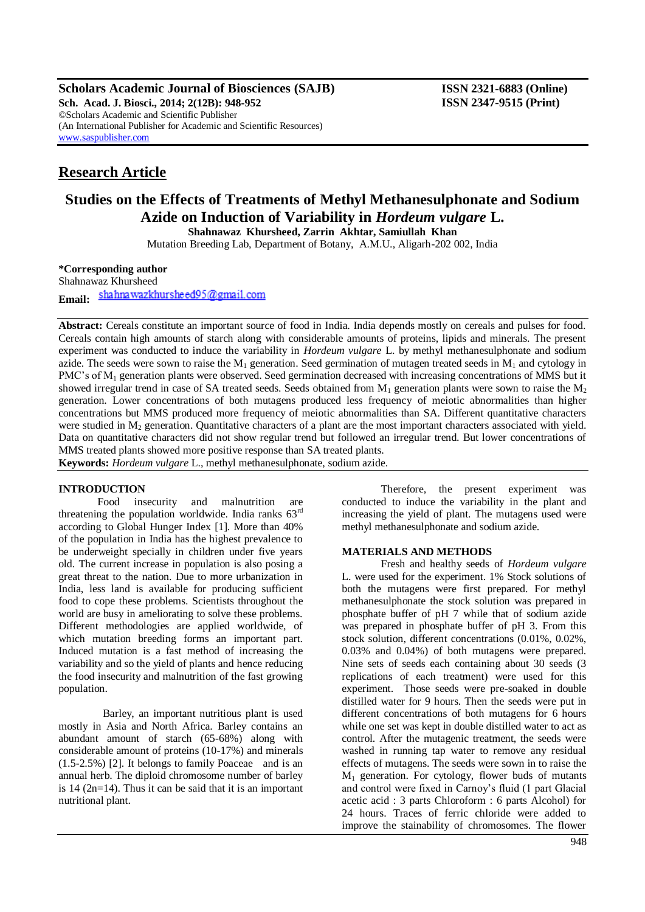**Scholars Academic Journal of Biosciences (SAJB)**
**Sch. Acad. J. Biosci., 2014; 2(12B): 948-952**
©Scholars Academic and Scientific Publisher
(An International Publisher for Academic and Scientific Resources)
www.saspublisher.com

**ISSN 2321-6883 (Online)**
**ISSN 2347-9515 (Print)**

## Research Article

# Studies on the Effects of Treatments of Methyl Methanesulphonate and Sodium Azide on Induction of Variability in *Hordeum vulgare* L.

**Shahnawaz Khursheed, Zarrin Akhtar, Samiullah Khan**

Mutation Breeding Lab, Department of Botany, A.M.U., Aligarh-202 002, India

**\*Corresponding author**
Shahnawaz Khursheed
**Email:** shahnawazkhursheed95@gmail.com

**Abstract:** Cereals constitute an important source of food in India. India depends mostly on cereals and pulses for food. Cereals contain high amounts of starch along with considerable amounts of proteins, lipids and minerals. The present experiment was conducted to induce the variability in *Hordeum vulgare* L. by methyl methanesulphonate and sodium azide. The seeds were sown to raise the $M_1$ generation. Seed germination of mutagen treated seeds in $M_1$ and cytology in PMC's of $M_1$ generation plants were observed. Seed germination decreased with increasing concentrations of MMS but it showed irregular trend in case of SA treated seeds. Seeds obtained from $M_1$ generation plants were sown to raise the $M_2$ generation. Lower concentrations of both mutagens produced less frequency of meiotic abnormalities than higher concentrations but MMS produced more frequency of meiotic abnormalities than SA. Different quantitative characters were studied in $M_2$ generation. Quantitative characters of a plant are the most important characters associated with yield. Data on quantitative characters did not show regular trend but followed an irregular trend. But lower concentrations of MMS treated plants showed more positive response than SA treated plants.

**Keywords:** *Hordeum vulgare* L., methyl methanesulphonate, sodium azide.

## INTRODUCTION

Food insecurity and malnutrition are threatening the population worldwide. India ranks 63rd according to Global Hunger Index [1]. More than 40% of the population in India has the highest prevalence to be underweight specially in children under five years old. The current increase in population is also posing a great threat to the nation. Due to more urbanization in India, less land is available for producing sufficient food to cope these problems. Scientists throughout the world are busy in ameliorating to solve these problems. Different methodologies are applied worldwide, of which mutation breeding forms an important part. Induced mutation is a fast method of increasing the variability and so the yield of plants and hence reducing the food insecurity and malnutrition of the fast growing population.

Barley, an important nutritious plant is used mostly in Asia and North Africa. Barley contains an abundant amount of starch (65-68%) along with considerable amount of proteins (10-17%) and minerals (1.5-2.5%) [2]. It belongs to family Poaceae and is an annual herb. The diploid chromosome number of barley is 14 (2n=14). Thus it can be said that it is an important nutritional plant.

Therefore, the present experiment was conducted to induce the variability in the plant and increasing the yield of plant. The mutagens used were methyl methanesulphonate and sodium azide.

## MATERIALS AND METHODS

Fresh and healthy seeds of *Hordeum vulgare* L. were used for the experiment. 1% Stock solutions of both the mutagens were first prepared. For methyl methanesulphonate the stock solution was prepared in phosphate buffer of pH 7 while that of sodium azide was prepared in phosphate buffer of pH 3. From this stock solution, different concentrations (0.01%, 0.02%, 0.03% and 0.04%) of both mutagens were prepared. Nine sets of seeds each containing about 30 seeds (3 replications of each treatment) were used for this experiment. Those seeds were pre-soaked in double distilled water for 9 hours. Then the seeds were put in different concentrations of both mutagens for 6 hours while one set was kept in double distilled water to act as control. After the mutagenic treatment, the seeds were washed in running tap water to remove any residual effects of mutagens. The seeds were sown in to raise the $M_1$ generation. For cytology, flower buds of mutants and control were fixed in Carnoy's fluid (1 part Glacial acetic acid : 3 parts Chloroform : 6 parts Alcohol) for 24 hours. Traces of ferric chloride were added to improve the stainability of chromosomes. The flower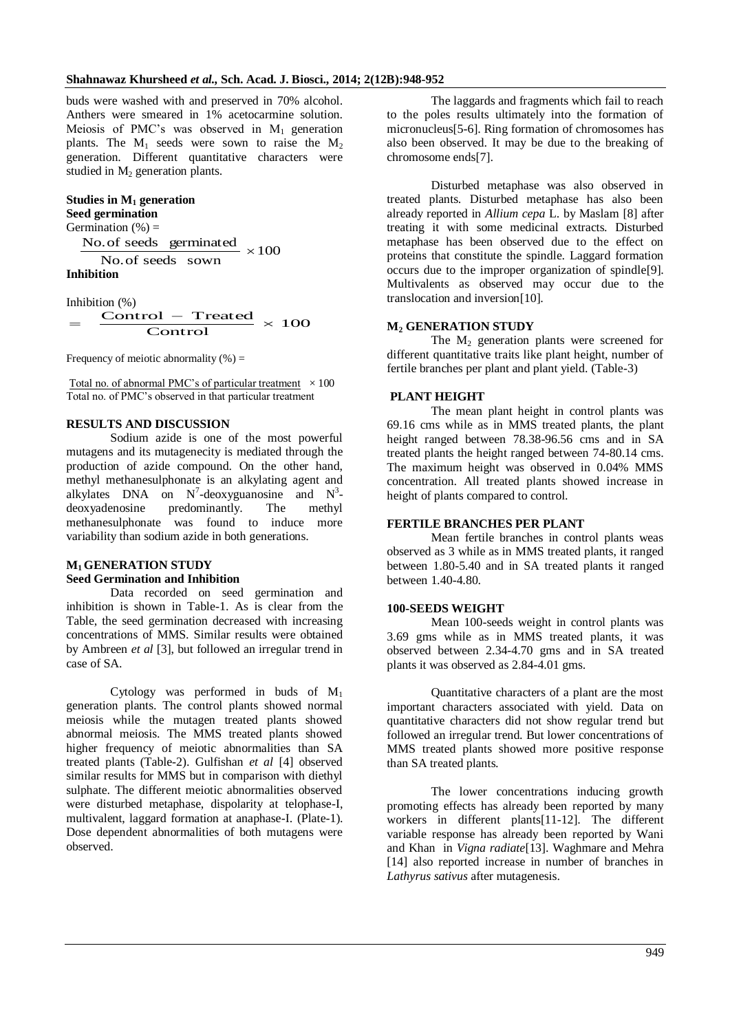buds were washed with and preserved in 70% alcohol. Anthers were smeared in 1% acetocarmine solution. Meiosis of PMC's was observed in $M_1$ generation plants. The $M_1$ seeds were sown to raise the $M_2$ generation. Different quantitative characters were studied in $M_2$ generation plants.

**Studies in $M_1$ generation**

**Seed germination**

Germination (%) =

$$\frac{\text{No. of seeds germinated}}{\text{No. of seeds sown}} \times 100$$

**Inhibition**

Inhibition (%)

$$= \frac{\text{Control} - \text{Treated}}{\text{Control}} \times 100$$

Frequency of meiotic abnormality (%) =

$$\frac{\text{Total no. of abnormal PMC's of particular treatment}}{\text{Total no. of PMC's observed in that particular treatment}} \times 100$$

## RESULTS AND DISCUSSION

Sodium azide is one of the most powerful mutagens and its mutagenecity is mediated through the production of azide compound. On the other hand, methyl methanesulphonate is an alkylating agent and alkylates DNA on $N^7$-deoxyguanosine and $N^3$-deoxyadenosine predominantly. The methyl methanesulphonate was found to induce more variability than sodium azide in both generations.

### $M_1$ GENERATION STUDY

**Seed Germination and Inhibition**

Data recorded on seed germination and inhibition is shown in Table-1. As is clear from the Table, the seed germination decreased with increasing concentrations of MMS. Similar results were obtained by Ambreen *et al* [3], but followed an irregular trend in case of SA.

Cytology was performed in buds of $M_1$ generation plants. The control plants showed normal meiosis while the mutagen treated plants showed abnormal meiosis. The MMS treated plants showed higher frequency of meiotic abnormalities than SA treated plants (Table-2). Gulfishan *et al* [4] observed similar results for MMS but in comparison with diethyl sulphate. The different meiotic abnormalities observed were disturbed metaphase, dispolarity at telophase-I, multivalent, laggard formation at anaphase-I. (Plate-1). Dose dependent abnormalities of both mutagens were observed.

The laggards and fragments which fail to reach to the poles results ultimately into the formation of micronucleus[5-6]. Ring formation of chromosomes has also been observed. It may be due to the breaking of chromosome ends[7].

Disturbed metaphase was also observed in treated plants. Disturbed metaphase has also been already reported in *Allium cepa* L. by Maslam [8] after treating it with some medicinal extracts. Disturbed metaphase has been observed due to the effect on proteins that constitute the spindle. Laggard formation occurs due to the improper organization of spindle[9]. Multivalents as observed may occur due to the translocation and inversion[10].

### $M_2$ GENERATION STUDY

The $M_2$ generation plants were screened for different quantitative traits like plant height, number of fertile branches per plant and plant yield. (Table-3)

**PLANT HEIGHT**

The mean plant height in control plants was 69.16 cms while as in MMS treated plants, the plant height ranged between 78.38-96.56 cms and in SA treated plants the height ranged between 74-80.14 cms. The maximum height was observed in 0.04% MMS concentration. All treated plants showed increase in height of plants compared to control.

**FERTILE BRANCHES PER PLANT**

Mean fertile branches in control plants weas observed as 3 while as in MMS treated plants, it ranged between 1.80-5.40 and in SA treated plants it ranged between 1.40-4.80.

**100-SEEDS WEIGHT**

Mean 100-seeds weight in control plants was 3.69 gms while as in MMS treated plants, it was observed between 2.34-4.70 gms and in SA treated plants it was observed as 2.84-4.01 gms.

Quantitative characters of a plant are the most important characters associated with yield. Data on quantitative characters did not show regular trend but followed an irregular trend. But lower concentrations of MMS treated plants showed more positive response than SA treated plants.

The lower concentrations inducing growth promoting effects has already been reported by many workers in different plants[11-12]. The different variable response has already been reported by Wani and Khan in *Vigna radiate*[13]. Waghmare and Mehra [14] also reported increase in number of branches in *Lathyrus sativus* after mutagenesis.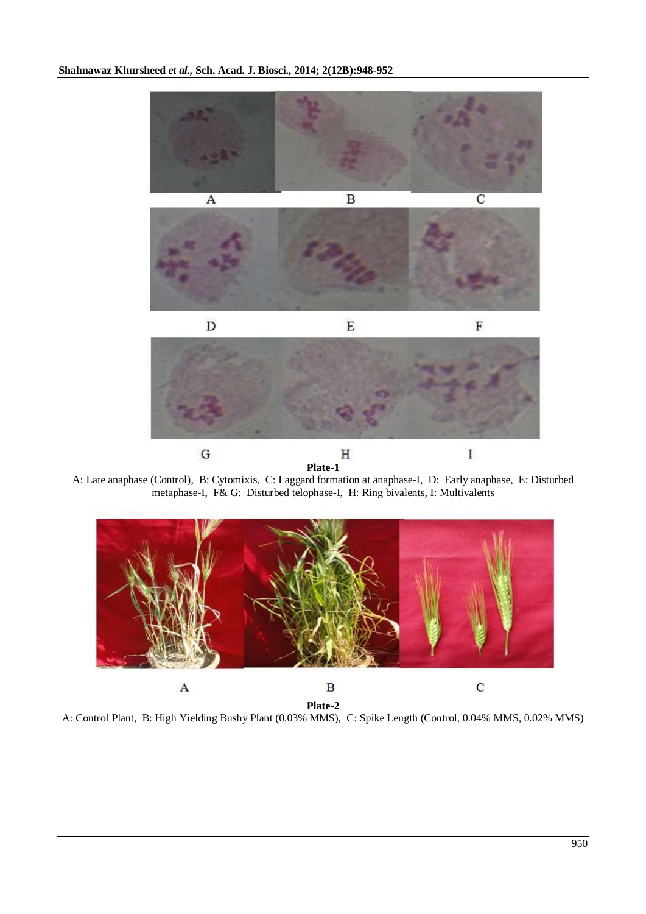**Plate-1**

A: Late anaphase (Control), B: Cytomixis, C: Laggard formation at anaphase-I, D: Early anaphase, E: Disturbed metaphase-I, F& G: Disturbed telophase-I, H: Ring bivalents, I: Multivalents

**Plate-2**

A: Control Plant, B: High Yielding Bushy Plant (0.03% MMS), C: Spike Length (Control, 0.04% MMS, 0.02% MMS)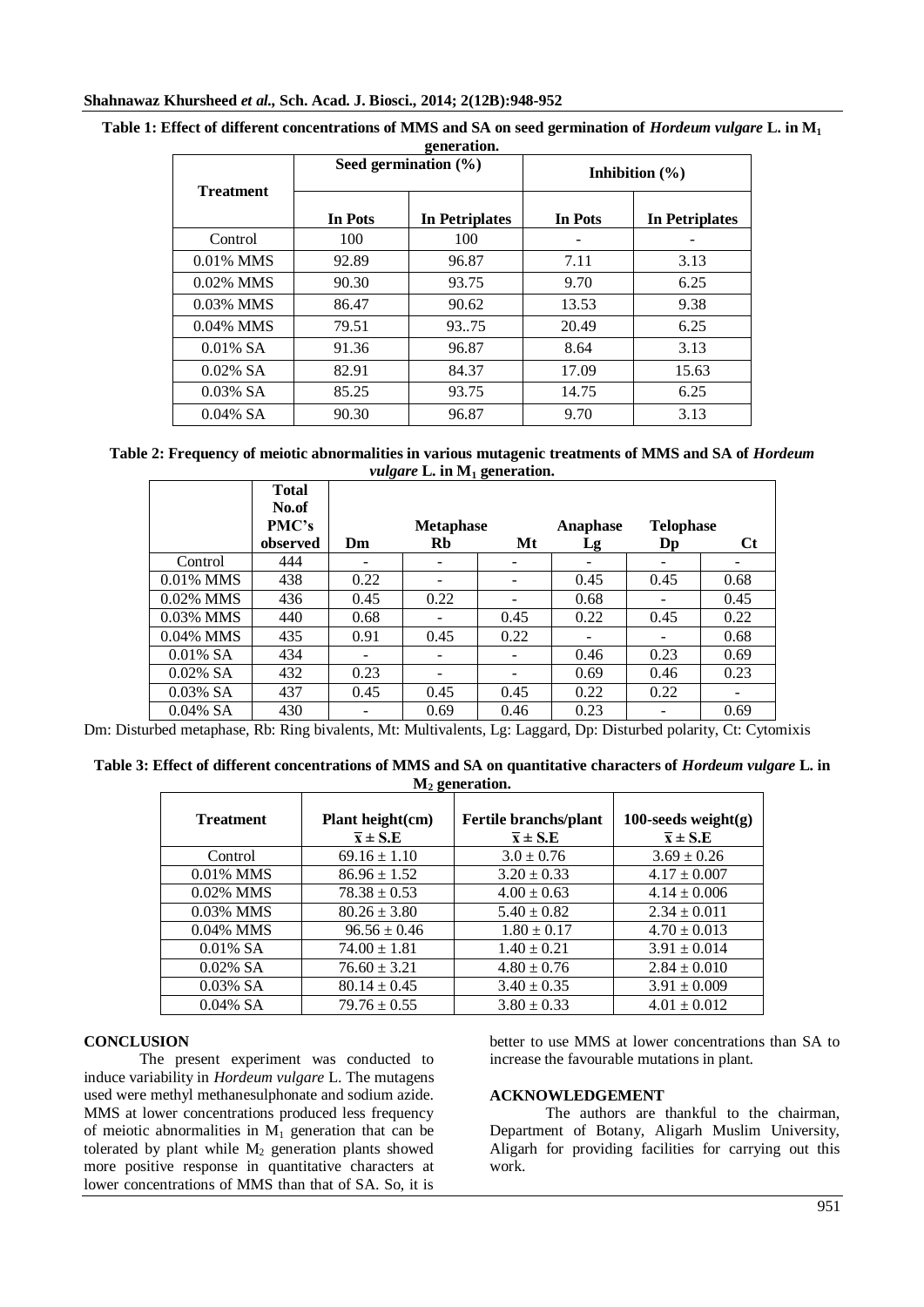**Table 1: Effect of different concentrations of MMS and SA on seed germination of *Hordeum vulgare* L. in $M_1$ generation.**

| Treatment | Seed germination (%) | | Inhibition (%) | |
|---|---|---|---|---|
| | In Pots | In Petriplates | In Pots | In Petriplates |
| Control | 100 | 100 | - | - |
| 0.01% MMS | 92.89 | 96.87 | 7.11 | 3.13 |
| 0.02% MMS | 90.30 | 93.75 | 9.70 | 6.25 |
| 0.03% MMS | 86.47 | 90.62 | 13.53 | 9.38 |
| 0.04% MMS | 79.51 | 93..75 | 20.49 | 6.25 |
| 0.01% SA | 91.36 | 96.87 | 8.64 | 3.13 |
| 0.02% SA | 82.91 | 84.37 | 17.09 | 15.63 |
| 0.03% SA | 85.25 | 93.75 | 14.75 | 6.25 |
| 0.04% SA | 90.30 | 96.87 | 9.70 | 3.13 |

**Table 2: Frequency of meiotic abnormalities in various mutagenic treatments of MMS and SA of *Hordeum vulgare* L. in $M_1$ generation.**

| | Total No.of PMC's observed | Metaphase | | | Anaphase | Telophase | |
|---|---|---|---|---|---|---|---|
| | | Dm | Rb | Mt | Lg | Dp | Ct |
| Control | 444 | - | - | - | - | - | - |
| 0.01% MMS | 438 | 0.22 | - | - | 0.45 | 0.45 | 0.68 |
| 0.02% MMS | 436 | 0.45 | 0.22 | - | 0.68 | - | 0.45 |
| 0.03% MMS | 440 | 0.68 | - | 0.45 | 0.22 | 0.45 | 0.22 |
| 0.04% MMS | 435 | 0.91 | 0.45 | 0.22 | - | - | 0.68 |
| 0.01% SA | 434 | - | - | - | 0.46 | 0.23 | 0.69 |
| 0.02% SA | 432 | 0.23 | - | - | 0.69 | 0.46 | 0.23 |
| 0.03% SA | 437 | 0.45 | 0.45 | 0.45 | 0.22 | 0.22 | - |
| 0.04% SA | 430 | - | 0.69 | 0.46 | 0.23 | - | 0.69 |

Dm: Disturbed metaphase, Rb: Ring bivalents, Mt: Multivalents, Lg: Laggard, Dp: Disturbed polarity, Ct: Cytomixis

**Table 3: Effect of different concentrations of MMS and SA on quantitative characters of *Hordeum vulgare* L. in $M_2$ generation.**

| Treatment | Plant height(cm) $\bar{x} \pm$ S.E | Fertile branchs/plant $\bar{x} \pm$ S.E | 100-seeds weight(g) $\bar{x} \pm$ S.E |
|---|---|---|---|
| Control | 69.16 ± 1.10 | 3.0 ± 0.76 | 3.69 ± 0.26 |
| 0.01% MMS | 86.96 ± 1.52 | 3.20 ± 0.33 | 4.17 ± 0.007 |
| 0.02% MMS | 78.38 ± 0.53 | 4.00 ± 0.63 | 4.14 ± 0.006 |
| 0.03% MMS | 80.26 ± 3.80 | 5.40 ± 0.82 | 2.34 ± 0.011 |
| 0.04% MMS | 96.56 ± 0.46 | 1.80 ± 0.17 | 4.70 ± 0.013 |
| 0.01% SA | 74.00 ± 1.81 | 1.40 ± 0.21 | 3.91 ± 0.014 |
| 0.02% SA | 76.60 ± 3.21 | 4.80 ± 0.76 | 2.84 ± 0.010 |
| 0.03% SA | 80.14 ± 0.45 | 3.40 ± 0.35 | 3.91 ± 0.009 |
| 0.04% SA | 79.76 ± 0.55 | 3.80 ± 0.33 | 4.01 ± 0.012 |

## CONCLUSION

The present experiment was conducted to induce variability in *Hordeum vulgare* L. The mutagens used were methyl methanesulphonate and sodium azide. MMS at lower concentrations produced less frequency of meiotic abnormalities in $M_1$ generation that can be tolerated by plant while $M_2$ generation plants showed more positive response in quantitative characters at lower concentrations of MMS than that of SA. So, it is better to use MMS at lower concentrations than SA to increase the favourable mutations in plant.

## ACKNOWLEDGEMENT

The authors are thankful to the chairman, Department of Botany, Aligarh Muslim University, Aligarh for providing facilities for carrying out this work.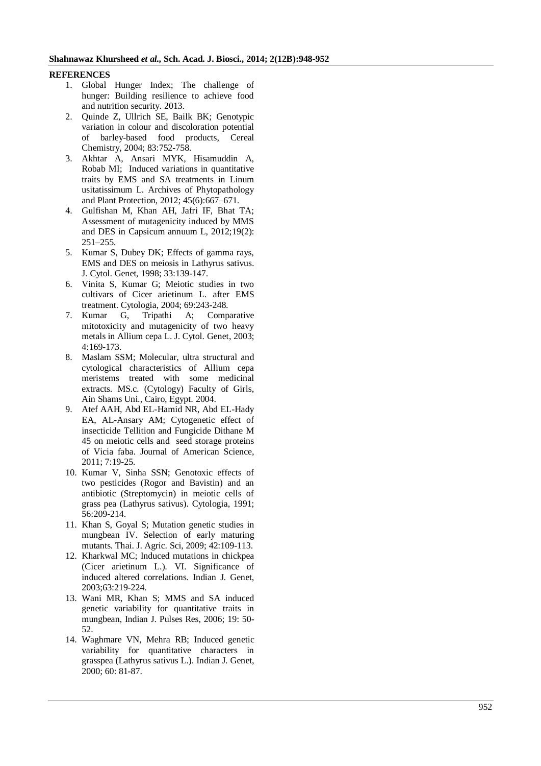**REFERENCES**

1. Global Hunger Index; The challenge of hunger: Building resilience to achieve food and nutrition security. 2013.
2. Quinde Z, Ullrich SE, Bailk BK; Genotypic variation in colour and discoloration potential of barley-based food products, Cereal Chemistry, 2004; 83:752-758.
3. Akhtar A, Ansari MYK, Hisamuddin A, Robab MI; Induced variations in quantitative traits by EMS and SA treatments in Linum usitatissimum L. Archives of Phytopathology and Plant Protection, 2012; 45(6):667–671.
4. Gulfishan M, Khan AH, Jafri IF, Bhat TA; Assessment of mutagenicity induced by MMS and DES in Capsicum annuum L, 2012;19(2): 251–255.
5. Kumar S, Dubey DK; Effects of gamma rays, EMS and DES on meiosis in Lathyrus sativus. J. Cytol. Genet, 1998; 33:139-147.
6. Vinita S, Kumar G; Meiotic studies in two cultivars of Cicer arietinum L. after EMS treatment. Cytologia, 2004; 69:243-248.
7. Kumar G, Tripathi A; Comparative mitotoxicity and mutagenicity of two heavy metals in Allium cepa L. J. Cytol. Genet, 2003; 4:169-173.
8. Maslam SSM; Molecular, ultra structural and cytological characteristics of Allium cepa meristems treated with some medicinal extracts. MS.c. (Cytology) Faculty of Girls, Ain Shams Uni., Cairo, Egypt. 2004.
9. Atef AAH, Abd EL-Hamid NR, Abd EL-Hady EA, AL-Ansary AM; Cytogenetic effect of insecticide Tellition and Fungicide Dithane M 45 on meiotic cells and seed storage proteins of Vicia faba. Journal of American Science, 2011; 7:19-25.
10. Kumar V, Sinha SSN; Genotoxic effects of two pesticides (Rogor and Bavistin) and an antibiotic (Streptomycin) in meiotic cells of grass pea (Lathyrus sativus). Cytologia, 1991; 56:209-214.
11. Khan S, Goyal S; Mutation genetic studies in mungbean IV. Selection of early maturing mutants. Thai. J. Agric. Sci, 2009; 42:109-113.
12. Kharkwal MC; Induced mutations in chickpea (Cicer arietinum L.). VI. Significance of induced altered correlations. Indian J. Genet, 2003;63:219-224.
13. Wani MR, Khan S; MMS and SA induced genetic variability for quantitative traits in mungbean, Indian J. Pulses Res, 2006; 19: 50-52.
14. Waghmare VN, Mehra RB; Induced genetic variability for quantitative characters in grasspea (Lathyrus sativus L.). Indian J. Genet, 2000; 60: 81-87.